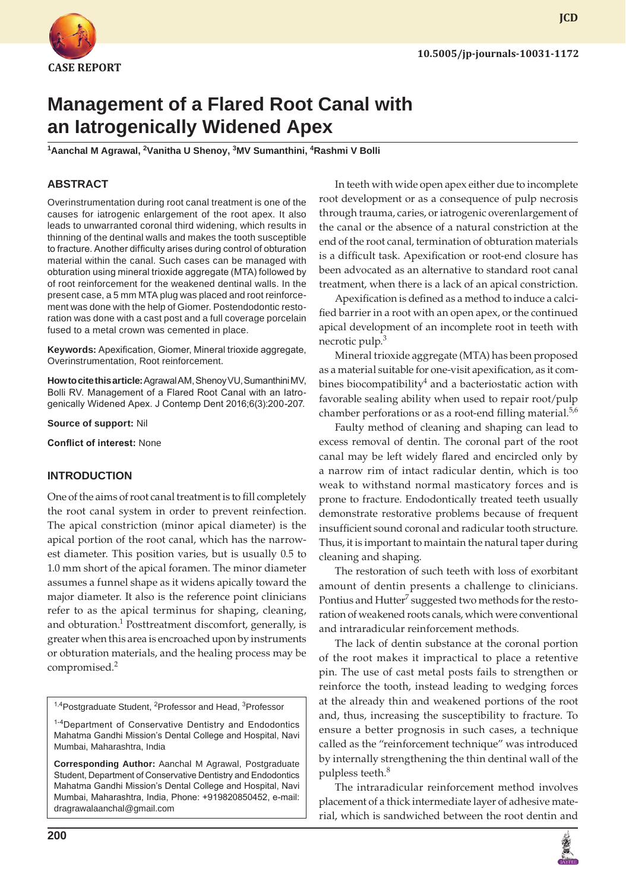CASE REPORT

10.5005/jp-journals-10031-1172

# Management of a Flared Root Canal with an Iatrogenically Widened Apex

[1]Aanchal M Agrawal, [2]Vanitha U Shenoy, [3]MV Sumanthini, [4]Rashmi V Bolli

## ABSTRACT

Overinstrumentation during root canal treatment is one of the causes for iatrogenic enlargement of the root apex. It also leads to unwarranted coronal third widening, which results in thinning of the dentinal walls and makes the tooth susceptible to fracture. Another difficulty arises during control of obturation material within the canal. Such cases can be managed with obturation using mineral trioxide aggregate (MTA) followed by of root reinforcement for the weakened dentinal walls. In the present case, a 5 mm MTA plug was placed and root reinforcement was done with the help of Giomer. Postendodontic restoration was done with a cast post and a full coverage porcelain fused to a metal crown was cemented in place.

**Keywords:** Apexification, Giomer, Mineral trioxide aggregate, Overinstrumentation, Root reinforcement.

**How to cite this article:** Agrawal AM, Shenoy VU, Sumanthini MV, Bolli RV. Management of a Flared Root Canal with an Iatrogenically Widened Apex. J Contemp Dent 2016;6(3):200-207.

**Source of support:** Nil

**Conflict of interest:** None

## INTRODUCTION

One of the aims of root canal treatment is to fill completely the root canal system in order to prevent reinfection. The apical constriction (minor apical diameter) is the apical portion of the root canal, which has the narrowest diameter. This position varies, but is usually 0.5 to 1.0 mm short of the apical foramen. The minor diameter assumes a funnel shape as it widens apically toward the major diameter. It also is the reference point clinicians refer to as the apical terminus for shaping, cleaning, and obturation.[1] Posttreatment discomfort, generally, is greater when this area is encroached upon by instruments or obturation materials, and the healing process may be compromised.[2]

[1,4]Postgraduate Student, [2]Professor and Head, [3]Professor

[1-4]Department of Conservative Dentistry and Endodontics Mahatma Gandhi Mission's Dental College and Hospital, Navi Mumbai, Maharashtra, India

**Corresponding Author:** Aanchal M Agrawal, Postgraduate Student, Department of Conservative Dentistry and Endodontics Mahatma Gandhi Mission's Dental College and Hospital, Navi Mumbai, Maharashtra, India, Phone: +919820850452, e-mail: dragrawalaanchal@gmail.com

In teeth with wide open apex either due to incomplete root development or as a consequence of pulp necrosis through trauma, caries, or iatrogenic overenlargement of the canal or the absence of a natural constriction at the end of the root canal, termination of obturation materials is a difficult task. Apexification or root-end closure has been advocated as an alternative to standard root canal treatment, when there is a lack of an apical constriction.

Apexification is defined as a method to induce a calcified barrier in a root with an open apex, or the continued apical development of an incomplete root in teeth with necrotic pulp.[3]

Mineral trioxide aggregate (MTA) has been proposed as a material suitable for one-visit apexification, as it combines biocompatibility[4] and a bacteriostatic action with favorable sealing ability when used to repair root/pulp chamber perforations or as a root-end filling material.[5,6]

Faulty method of cleaning and shaping can lead to excess removal of dentin. The coronal part of the root canal may be left widely flared and encircled only by a narrow rim of intact radicular dentin, which is too weak to withstand normal masticatory forces and is prone to fracture. Endodontically treated teeth usually demonstrate restorative problems because of frequent insufficient sound coronal and radicular tooth structure. Thus, it is important to maintain the natural taper during cleaning and shaping.

The restoration of such teeth with loss of exorbitant amount of dentin presents a challenge to clinicians. Pontius and Hutter[7] suggested two methods for the restoration of weakened roots canals, which were conventional and intraradicular reinforcement methods.

The lack of dentin substance at the coronal portion of the root makes it impractical to place a retentive pin. The use of cast metal posts fails to strengthen or reinforce the tooth, instead leading to wedging forces at the already thin and weakened portions of the root and, thus, increasing the susceptibility to fracture. To ensure a better prognosis in such cases, a technique called as the "reinforcement technique" was introduced by internally strengthening the thin dentinal wall of the pulpless teeth.[8]

The intraradicular reinforcement method involves placement of a thick intermediate layer of adhesive material, which is sandwiched between the root dentin and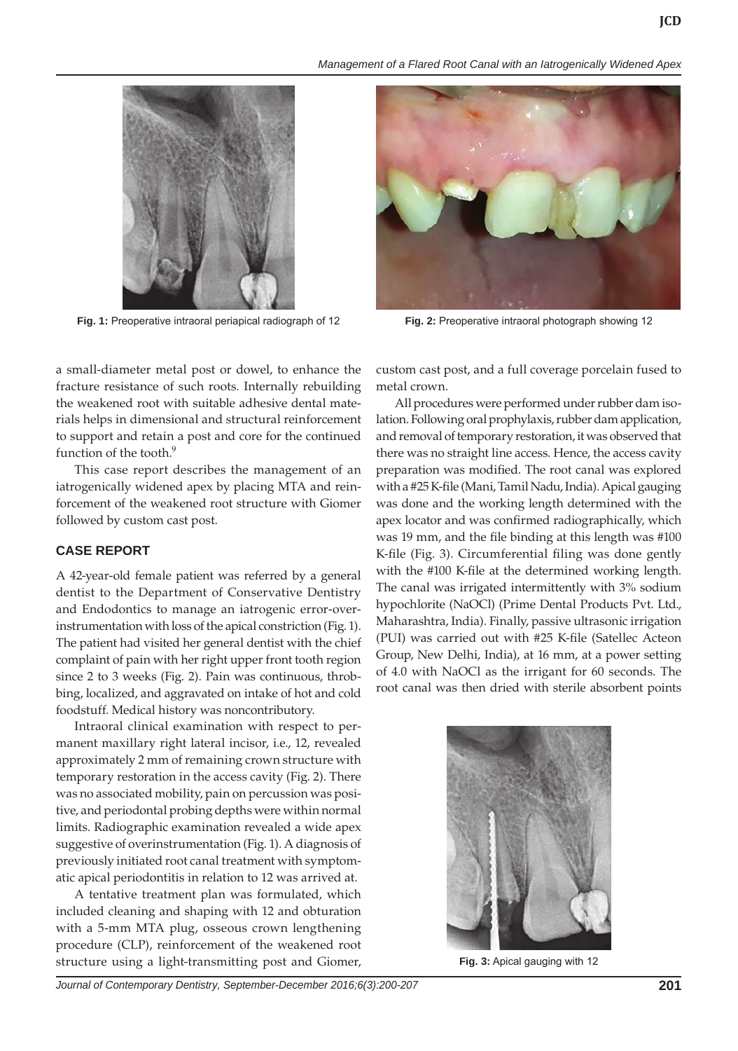Fig. 1: Preoperative intraoral periapical radiograph of 12

Fig. 2: Preoperative intraoral photograph showing 12

a small-diameter metal post or dowel, to enhance the fracture resistance of such roots. Internally rebuilding the weakened root with suitable adhesive dental materials helps in dimensional and structural reinforcement to support and retain a post and core for the continued function of the tooth.[9]

This case report describes the management of an iatrogenically widened apex by placing MTA and reinforcement of the weakened root structure with Giomer followed by custom cast post.

## CASE REPORT

A 42-year-old female patient was referred by a general dentist to the Department of Conservative Dentistry and Endodontics to manage an iatrogenic error-overinstrumentation with loss of the apical constriction (Fig. 1). The patient had visited her general dentist with the chief complaint of pain with her right upper front tooth region since 2 to 3 weeks (Fig. 2). Pain was continuous, throbbing, localized, and aggravated on intake of hot and cold foodstuff. Medical history was noncontributory.

Intraoral clinical examination with respect to permanent maxillary right lateral incisor, i.e., 12, revealed approximately 2 mm of remaining crown structure with temporary restoration in the access cavity (Fig. 2). There was no associated mobility, pain on percussion was positive, and periodontal probing depths were within normal limits. Radiographic examination revealed a wide apex suggestive of overinstrumentation (Fig. 1). A diagnosis of previously initiated root canal treatment with symptomatic apical periodontitis in relation to 12 was arrived at.

A tentative treatment plan was formulated, which included cleaning and shaping with 12 and obturation with a 5-mm MTA plug, osseous crown lengthening procedure (CLP), reinforcement of the weakened root structure using a light-transmitting post and Giomer, custom cast post, and a full coverage porcelain fused to metal crown.

All procedures were performed under rubber dam isolation. Following oral prophylaxis, rubber dam application, and removal of temporary restoration, it was observed that there was no straight line access. Hence, the access cavity preparation was modified. The root canal was explored with a #25 K-file (Mani, Tamil Nadu, India). Apical gauging was done and the working length determined with the apex locator and was confirmed radiographically, which was 19 mm, and the file binding at this length was #100 K-file (Fig. 3). Circumferential filing was done gently with the #100 K-file at the determined working length. The canal was irrigated intermittently with 3% sodium hypochlorite (NaOCl) (Prime Dental Products Pvt. Ltd., Maharashtra, India). Finally, passive ultrasonic irrigation (PUI) was carried out with #25 K-file (Satellec Acteon Group, New Delhi, India), at 16 mm, at a power setting of 4.0 with NaOCl as the irrigant for 60 seconds. The root canal was then dried with sterile absorbent points

Fig. 3: Apical gauging with 12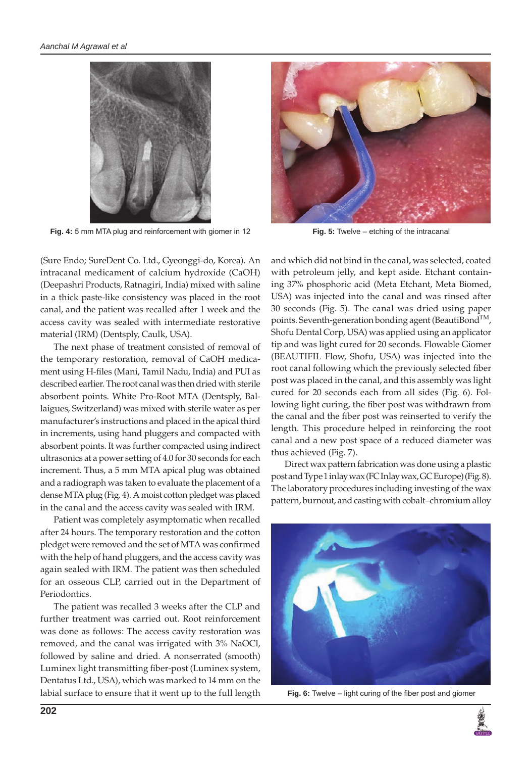Fig. 4: 5 mm MTA plug and reinforcement with giomer in 12

Fig. 5: Twelve – etching of the intracanal

(Sure Endo; SureDent Co. Ltd., Gyeonggi-do, Korea). An intracanal medicament of calcium hydroxide (CaOH) (Deepashri Products, Ratnagiri, India) mixed with saline in a thick paste-like consistency was placed in the root canal, and the patient was recalled after 1 week and the access cavity was sealed with intermediate restorative material (IRM) (Dentsply, Caulk, USA).

The next phase of treatment consisted of removal of the temporary restoration, removal of CaOH medicament using H-files (Mani, Tamil Nadu, India) and PUI as described earlier. The root canal was then dried with sterile absorbent points. White Pro-Root MTA (Dentsply, Ballaigues, Switzerland) was mixed with sterile water as per manufacturer's instructions and placed in the apical third in increments, using hand pluggers and compacted with absorbent points. It was further compacted using indirect ultrasonics at a power setting of 4.0 for 30 seconds for each increment. Thus, a 5 mm MTA apical plug was obtained and a radiograph was taken to evaluate the placement of a dense MTA plug (Fig. 4). A moist cotton pledget was placed in the canal and the access cavity was sealed with IRM.

Patient was completely asymptomatic when recalled after 24 hours. The temporary restoration and the cotton pledget were removed and the set of MTA was confirmed with the help of hand pluggers, and the access cavity was again sealed with IRM. The patient was then scheduled for an osseous CLP, carried out in the Department of Periodontics.

The patient was recalled 3 weeks after the CLP and further treatment was carried out. Root reinforcement was done as follows: The access cavity restoration was removed, and the canal was irrigated with 3% NaOCl, followed by saline and dried. A nonserrated (smooth) Luminex light transmitting fiber-post (Luminex system, Dentatus Ltd., USA), which was marked to 14 mm on the labial surface to ensure that it went up to the full length and which did not bind in the canal, was selected, coated with petroleum jelly, and kept aside. Etchant containing 37% phosphoric acid (Meta Etchant, Meta Biomed, USA) was injected into the canal and was rinsed after 30 seconds (Fig. 5). The canal was dried using paper points. Seventh-generation bonding agent (BeautiBond™, Shofu Dental Corp, USA) was applied using an applicator tip and was light cured for 20 seconds. Flowable Giomer (BEAUTIFIL Flow, Shofu, USA) was injected into the root canal following which the previously selected fiber post was placed in the canal, and this assembly was light cured for 20 seconds each from all sides (Fig. 6). Following light curing, the fiber post was withdrawn from the canal and the fiber post was reinserted to verify the length. This procedure helped in reinforcing the root canal and a new post space of a reduced diameter was thus achieved (Fig. 7).

Direct wax pattern fabrication was done using a plastic post and Type 1 inlay wax (FC Inlay wax, GC Europe) (Fig. 8). The laboratory procedures including investing of the wax pattern, burnout, and casting with cobalt–chromium alloy

Fig. 6: Twelve – light curing of the fiber post and giomer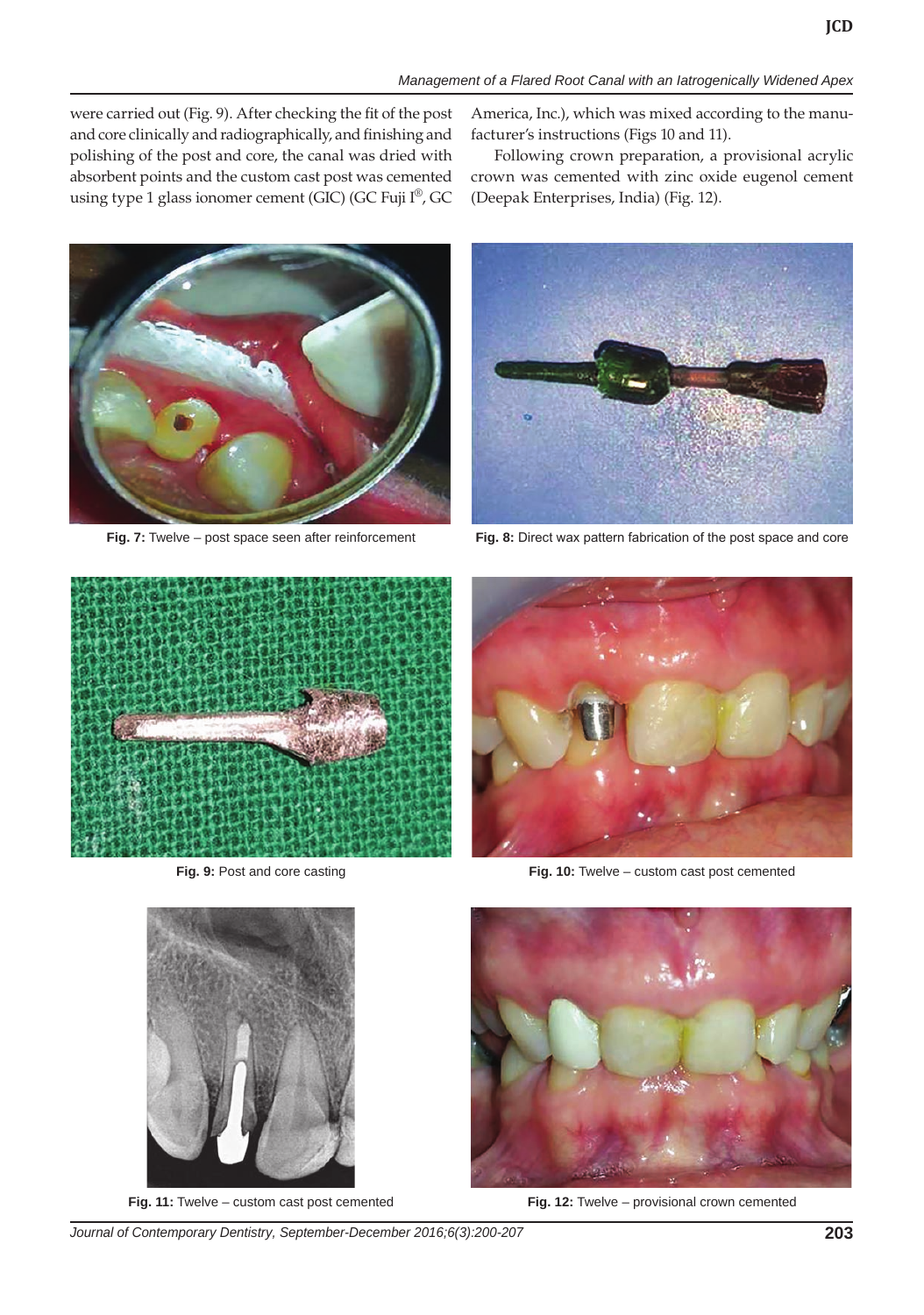were carried out (Fig. 9). After checking the fit of the post and core clinically and radiographically, and finishing and polishing of the post and core, the canal was dried with absorbent points and the custom cast post was cemented using type 1 glass ionomer cement (GIC) (GC Fuji I®, GC America, Inc.), which was mixed according to the manufacturer's instructions (Figs 10 and 11).

Following crown preparation, a provisional acrylic crown was cemented with zinc oxide eugenol cement (Deepak Enterprises, India) (Fig. 12).

**Fig. 7:** Twelve – post space seen after reinforcement

**Fig. 8:** Direct wax pattern fabrication of the post space and core

**Fig. 9:** Post and core casting

**Fig. 10:** Twelve – custom cast post cemented

**Fig. 11:** Twelve – custom cast post cemented

**Fig. 12:** Twelve – provisional crown cemented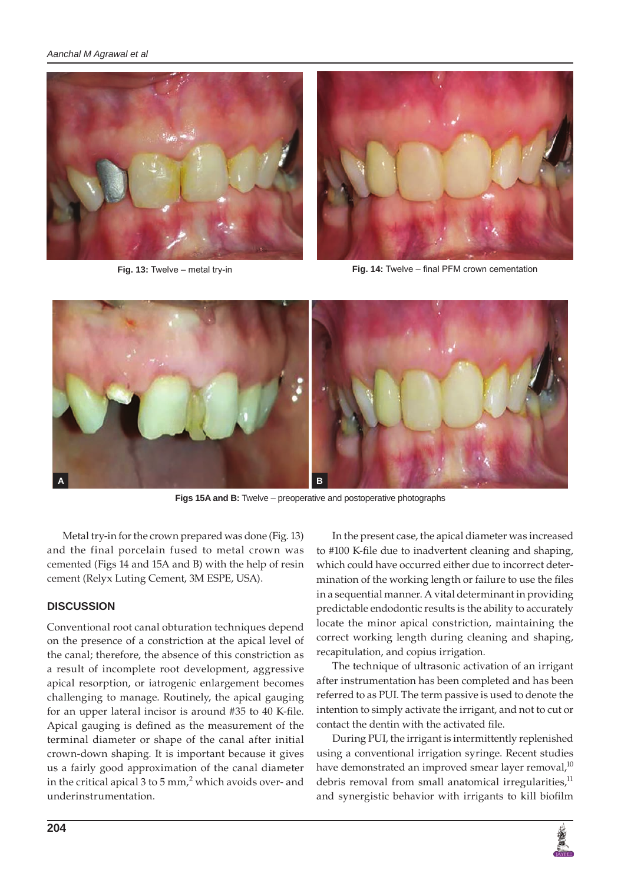**Fig. 13:** Twelve – metal try-in

**Fig. 14:** Twelve – final PFM crown cementation

**Figs 15A and B:** Twelve – preoperative and postoperative photographs

Metal try-in for the crown prepared was done (Fig. 13) and the final porcelain fused to metal crown was cemented (Figs 14 and 15A and B) with the help of resin cement (Relyx Luting Cement, 3M ESPE, USA).

## DISCUSSION

Conventional root canal obturation techniques depend on the presence of a constriction at the apical level of the canal; therefore, the absence of this constriction as a result of incomplete root development, aggressive apical resorption, or iatrogenic enlargement becomes challenging to manage. Routinely, the apical gauging for an upper lateral incisor is around #35 to 40 K-file. Apical gauging is defined as the measurement of the terminal diameter or shape of the canal after initial crown-down shaping. It is important because it gives us a fairly good approximation of the canal diameter in the critical apical 3 to 5 mm,[2] which avoids over- and underinstrumentation.

In the present case, the apical diameter was increased to #100 K-file due to inadvertent cleaning and shaping, which could have occurred either due to incorrect determination of the working length or failure to use the files in a sequential manner. A vital determinant in providing predictable endodontic results is the ability to accurately locate the minor apical constriction, maintaining the correct working length during cleaning and shaping, recapitulation, and copius irrigation.

The technique of ultrasonic activation of an irrigant after instrumentation has been completed and has been referred to as PUI. The term passive is used to denote the intention to simply activate the irrigant, and not to cut or contact the dentin with the activated file.

During PUI, the irrigant is intermittently replenished using a conventional irrigation syringe. Recent studies have demonstrated an improved smear layer removal,[10] debris removal from small anatomical irregularities,[11] and synergistic behavior with irrigants to kill biofilm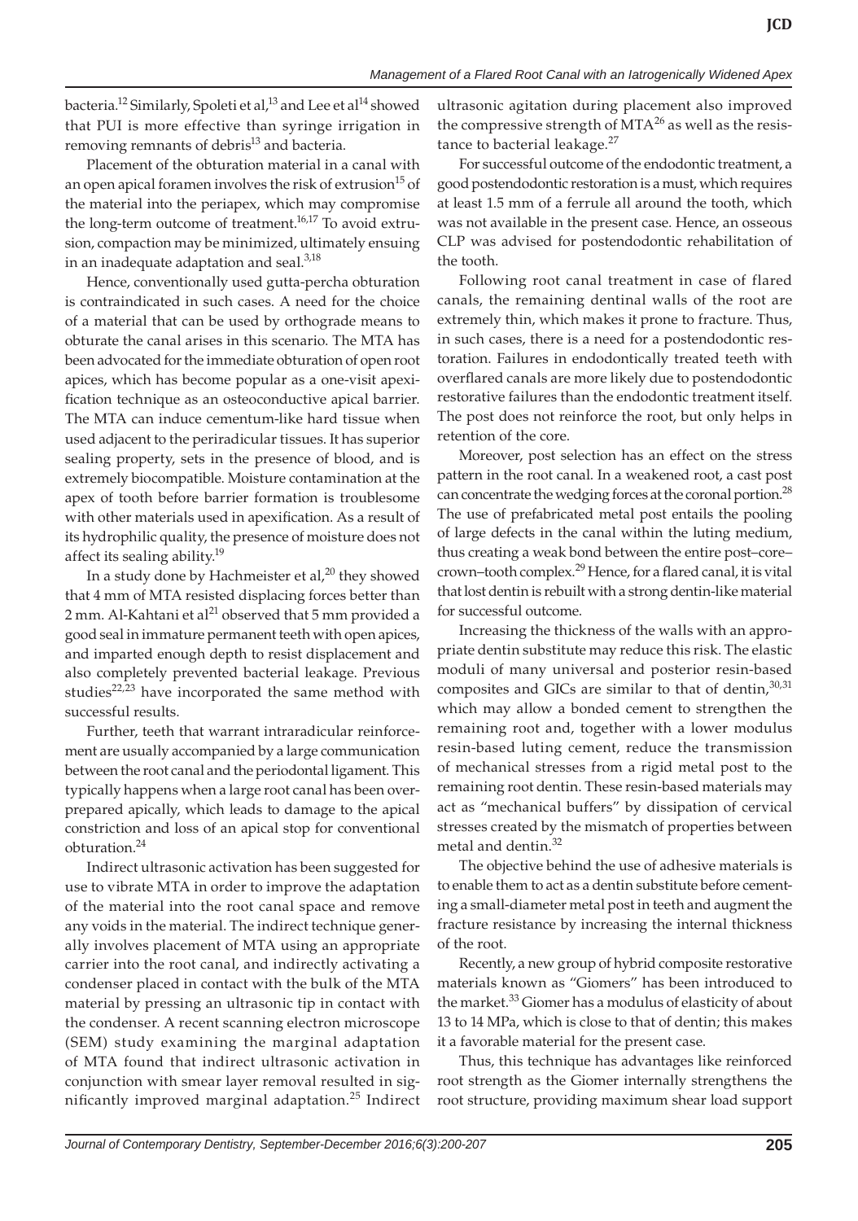bacteria.[12] Similarly, Spoleti et al,[13] and Lee et al[14] showed that PUI is more effective than syringe irrigation in removing remnants of debris[13] and bacteria.

Placement of the obturation material in a canal with an open apical foramen involves the risk of extrusion[15] of the material into the periapex, which may compromise the long-term outcome of treatment.[16,17] To avoid extrusion, compaction may be minimized, ultimately ensuing in an inadequate adaptation and seal.[3,18]

Hence, conventionally used gutta-percha obturation is contraindicated in such cases. A need for the choice of a material that can be used by orthograde means to obturate the canal arises in this scenario. The MTA has been advocated for the immediate obturation of open root apices, which has become popular as a one-visit apexification technique as an osteoconductive apical barrier. The MTA can induce cementum-like hard tissue when used adjacent to the periradicular tissues. It has superior sealing property, sets in the presence of blood, and is extremely biocompatible. Moisture contamination at the apex of tooth before barrier formation is troublesome with other materials used in apexification. As a result of its hydrophilic quality, the presence of moisture does not affect its sealing ability.[19]

In a study done by Hachmeister et al,[20] they showed that 4 mm of MTA resisted displacing forces better than 2 mm. Al-Kahtani et al[21] observed that 5 mm provided a good seal in immature permanent teeth with open apices, and imparted enough depth to resist displacement and also completely prevented bacterial leakage. Previous studies[22,23] have incorporated the same method with successful results.

Further, teeth that warrant intraradicular reinforcement are usually accompanied by a large communication between the root canal and the periodontal ligament. This typically happens when a large root canal has been overprepared apically, which leads to damage to the apical constriction and loss of an apical stop for conventional obturation.[24]

Indirect ultrasonic activation has been suggested for use to vibrate MTA in order to improve the adaptation of the material into the root canal space and remove any voids in the material. The indirect technique generally involves placement of MTA using an appropriate carrier into the root canal, and indirectly activating a condenser placed in contact with the bulk of the MTA material by pressing an ultrasonic tip in contact with the condenser. A recent scanning electron microscope (SEM) study examining the marginal adaptation of MTA found that indirect ultrasonic activation in conjunction with smear layer removal resulted in significantly improved marginal adaptation.[25] Indirect ultrasonic agitation during placement also improved the compressive strength of MTA[26] as well as the resistance to bacterial leakage.[27]

For successful outcome of the endodontic treatment, a good postendodontic restoration is a must, which requires at least 1.5 mm of a ferrule all around the tooth, which was not available in the present case. Hence, an osseous CLP was advised for postendodontic rehabilitation of the tooth.

Following root canal treatment in case of flared canals, the remaining dentinal walls of the root are extremely thin, which makes it prone to fracture. Thus, in such cases, there is a need for a postendodontic restoration. Failures in endodontically treated teeth with overflared canals are more likely due to postendodontic restorative failures than the endodontic treatment itself. The post does not reinforce the root, but only helps in retention of the core.

Moreover, post selection has an effect on the stress pattern in the root canal. In a weakened root, a cast post can concentrate the wedging forces at the coronal portion.[28] The use of prefabricated metal post entails the pooling of large defects in the canal within the luting medium, thus creating a weak bond between the entire post–core–crown–tooth complex.[29] Hence, for a flared canal, it is vital that lost dentin is rebuilt with a strong dentin-like material for successful outcome.

Increasing the thickness of the walls with an appropriate dentin substitute may reduce this risk. The elastic moduli of many universal and posterior resin-based composites and GICs are similar to that of dentin,[30,31] which may allow a bonded cement to strengthen the remaining root and, together with a lower modulus resin-based luting cement, reduce the transmission of mechanical stresses from a rigid metal post to the remaining root dentin. These resin-based materials may act as "mechanical buffers" by dissipation of cervical stresses created by the mismatch of properties between metal and dentin.[32]

The objective behind the use of adhesive materials is to enable them to act as a dentin substitute before cementing a small-diameter metal post in teeth and augment the fracture resistance by increasing the internal thickness of the root.

Recently, a new group of hybrid composite restorative materials known as "Giomers" has been introduced to the market.[33] Giomer has a modulus of elasticity of about 13 to 14 MPa, which is close to that of dentin; this makes it a favorable material for the present case.

Thus, this technique has advantages like reinforced root strength as the Giomer internally strengthens the root structure, providing maximum shear load support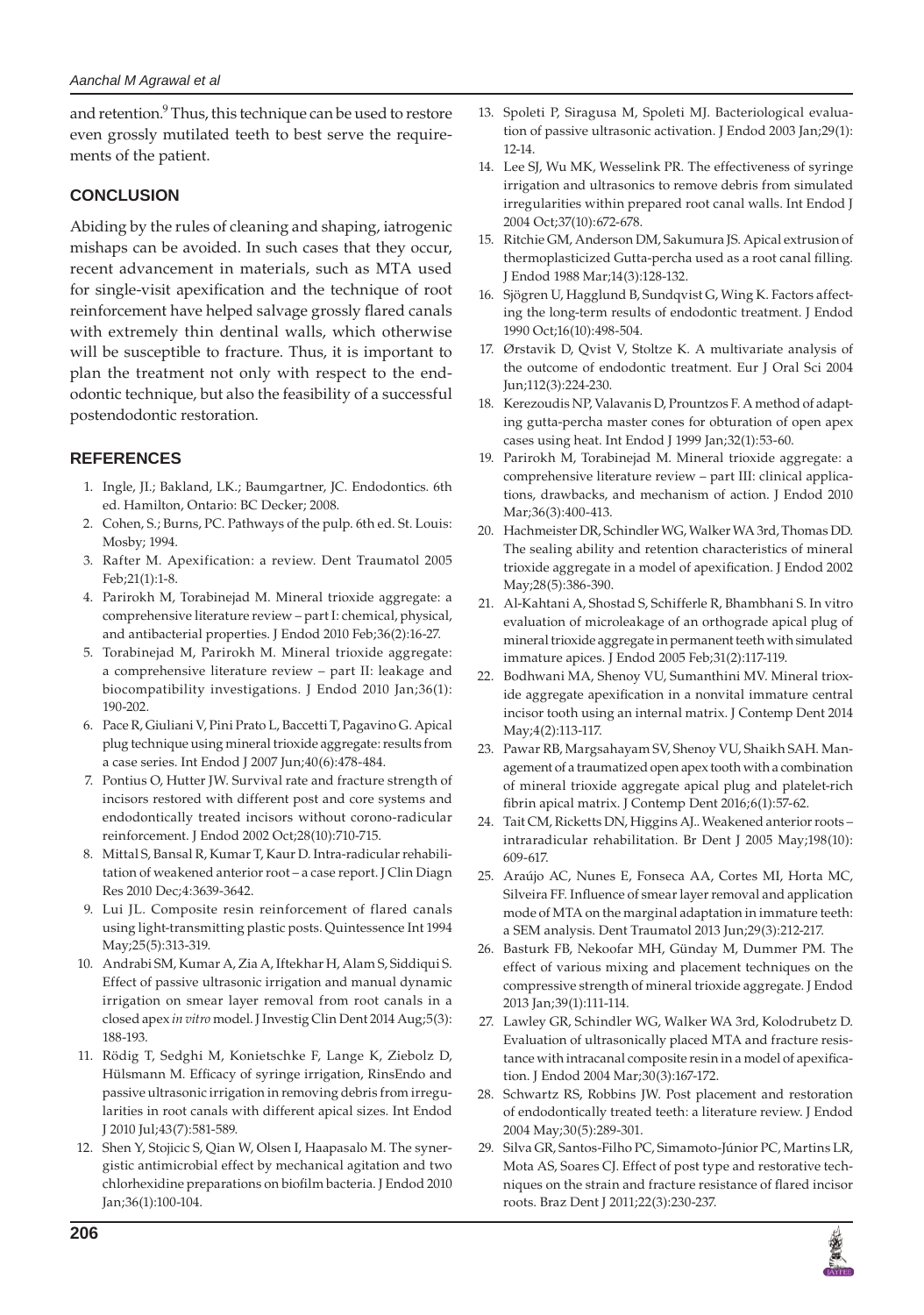and retention.[9] Thus, this technique can be used to restore even grossly mutilated teeth to best serve the requirements of the patient.

## CONCLUSION

Abiding by the rules of cleaning and shaping, iatrogenic mishaps can be avoided. In such cases that they occur, recent advancement in materials, such as MTA used for single-visit apexification and the technique of root reinforcement have helped salvage grossly flared canals with extremely thin dentinal walls, which otherwise will be susceptible to fracture. Thus, it is important to plan the treatment not only with respect to the endodontic technique, but also the feasibility of a successful postendodontic restoration.

## REFERENCES

1. Ingle, JI.; Bakland, LK.; Baumgartner, JC. Endodontics. 6th ed. Hamilton, Ontario: BC Decker; 2008.
2. Cohen, S.; Burns, PC. Pathways of the pulp. 6th ed. St. Louis: Mosby; 1994.
3. Rafter M. Apexification: a review. Dent Traumatol 2005 Feb;21(1):1-8.
4. Parirokh M, Torabinejad M. Mineral trioxide aggregate: a comprehensive literature review – part I: chemical, physical, and antibacterial properties. J Endod 2010 Feb;36(2):16-27.
5. Torabinejad M, Parirokh M. Mineral trioxide aggregate: a comprehensive literature review – part II: leakage and biocompatibility investigations. J Endod 2010 Jan;36(1):190-202.
6. Pace R, Giuliani V, Pini Prato L, Baccetti T, Pagavino G. Apical plug technique using mineral trioxide aggregate: results from a case series. Int Endod J 2007 Jun;40(6):478-484.
7. Pontius O, Hutter JW. Survival rate and fracture strength of incisors restored with different post and core systems and endodontically treated incisors without corono-radicular reinforcement. J Endod 2002 Oct;28(10):710-715.
8. Mittal S, Bansal R, Kumar T, Kaur D. Intra-radicular rehabilitation of weakened anterior root – a case report. J Clin Diagn Res 2010 Dec;4:3639-3642.
9. Lui JL. Composite resin reinforcement of flared canals using light-transmitting plastic posts. Quintessence Int 1994 May;25(5):313-319.
10. Andrabi SM, Kumar A, Zia A, Iftekhar H, Alam S, Siddiqui S. Effect of passive ultrasonic irrigation and manual dynamic irrigation on smear layer removal from root canals in a closed apex *in vitro* model. J Investig Clin Dent 2014 Aug;5(3):188-193.
11. Rödig T, Sedghi M, Konietschke F, Lange K, Ziebolz D, Hülsmann M. Efficacy of syringe irrigation, RinsEndo and passive ultrasonic irrigation in removing debris from irregularities in root canals with different apical sizes. Int Endod J 2010 Jul;43(7):581-589.
12. Shen Y, Stojicic S, Qian W, Olsen I, Haapasalo M. The synergistic antimicrobial effect by mechanical agitation and two chlorhexidine preparations on biofilm bacteria. J Endod 2010 Jan;36(1):100-104.
13. Spoleti P, Siragusa M, Spoleti MJ. Bacteriological evaluation of passive ultrasonic activation. J Endod 2003 Jan;29(1):12-14.
14. Lee SJ, Wu MK, Wesselink PR. The effectiveness of syringe irrigation and ultrasonics to remove debris from simulated irregularities within prepared root canal walls. Int Endod J 2004 Oct;37(10):672-678.
15. Ritchie GM, Anderson DM, Sakumura JS. Apical extrusion of thermoplasticized Gutta-percha used as a root canal filling. J Endod 1988 Mar;14(3):128-132.
16. Sjögren U, Hagglund B, Sundqvist G, Wing K. Factors affecting the long-term results of endodontic treatment. J Endod 1990 Oct;16(10):498-504.
17. Ørstavik D, Qvist V, Stoltze K. A multivariate analysis of the outcome of endodontic treatment. Eur J Oral Sci 2004 Jun;112(3):224-230.
18. Kerezoudis NP, Valavanis D, Prountzos F. A method of adapting gutta-percha master cones for obturation of open apex cases using heat. Int Endod J 1999 Jan;32(1):53-60.
19. Parirokh M, Torabinejad M. Mineral trioxide aggregate: a comprehensive literature review – part III: clinical applications, drawbacks, and mechanism of action. J Endod 2010 Mar;36(3):400-413.
20. Hachmeister DR, Schindler WG, Walker WA 3rd, Thomas DD. The sealing ability and retention characteristics of mineral trioxide aggregate in a model of apexification. J Endod 2002 May;28(5):386-390.
21. Al-Kahtani A, Shostad S, Schifferle R, Bhambhani S. In vitro evaluation of microleakage of an orthograde apical plug of mineral trioxide aggregate in permanent teeth with simulated immature apices. J Endod 2005 Feb;31(2):117-119.
22. Bodhwani MA, Shenoy VU, Sumanthini MV. Mineral trioxide aggregate apexification in a nonvital immature central incisor tooth using an internal matrix. J Contemp Dent 2014 May;4(2):113-117.
23. Pawar RB, Margsahayam SV, Shenoy VU, Shaikh SAH. Management of a traumatized open apex tooth with a combination of mineral trioxide aggregate apical plug and platelet-rich fibrin apical matrix. J Contemp Dent 2016;6(1):57-62.
24. Tait CM, Ricketts DN, Higgins AJ.. Weakened anterior roots – intraradicular rehabilitation. Br Dent J 2005 May;198(10):609-617.
25. Araújo AC, Nunes E, Fonseca AA, Cortes MI, Horta MC, Silveira FF. Influence of smear layer removal and application mode of MTA on the marginal adaptation in immature teeth: a SEM analysis. Dent Traumatol 2013 Jun;29(3):212-217.
26. Basturk FB, Nekoofar MH, Günday M, Dummer PM. The effect of various mixing and placement techniques on the compressive strength of mineral trioxide aggregate. J Endod 2013 Jan;39(1):111-114.
27. Lawley GR, Schindler WG, Walker WA 3rd, Kolodrubetz D. Evaluation of ultrasonically placed MTA and fracture resistance with intracanal composite resin in a model of apexification. J Endod 2004 Mar;30(3):167-172.
28. Schwartz RS, Robbins JW. Post placement and restoration of endodontically treated teeth: a literature review. J Endod 2004 May;30(5):289-301.
29. Silva GR, Santos-Filho PC, Simamoto-Júnior PC, Martins LR, Mota AS, Soares CJ. Effect of post type and restorative techniques on the strain and fracture resistance of flared incisor roots. Braz Dent J 2011;22(3):230-237.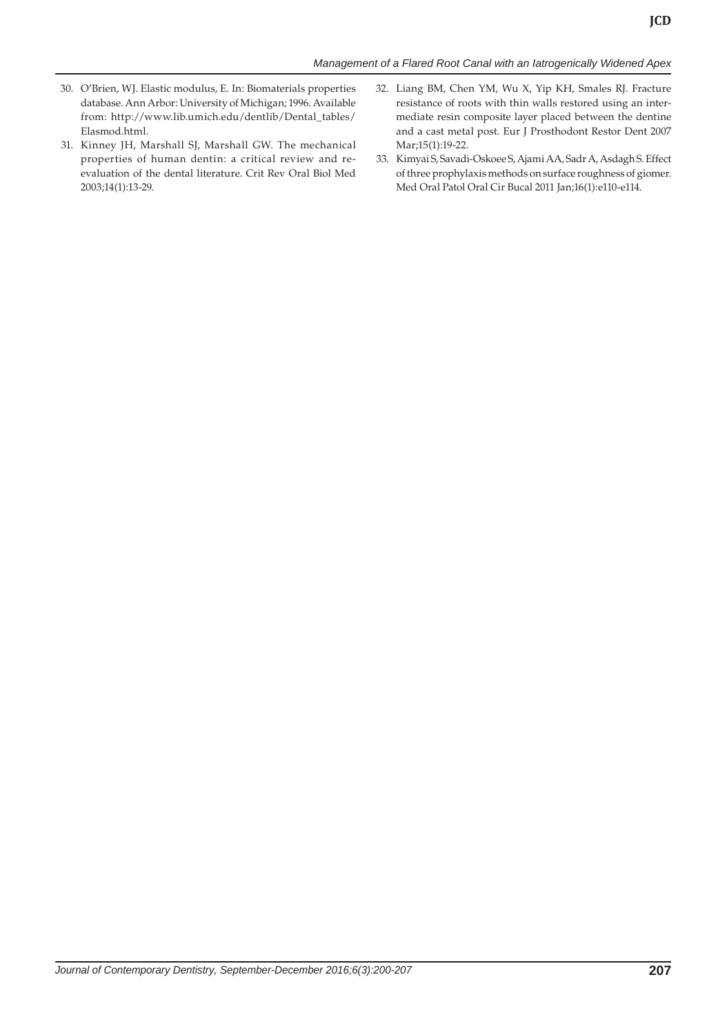30. O'Brien, WJ. Elastic modulus, E. In: Biomaterials properties database. Ann Arbor: University of Michigan; 1996. Available from: http://www.lib.umich.edu/dentlib/Dental_tables/Elasmod.html.
31. Kinney JH, Marshall SJ, Marshall GW. The mechanical properties of human dentin: a critical review and re-evaluation of the dental literature. Crit Rev Oral Biol Med 2003;14(1):13-29.
32. Liang BM, Chen YM, Wu X, Yip KH, Smales RJ. Fracture resistance of roots with thin walls restored using an intermediate resin composite layer placed between the dentine and a cast metal post. Eur J Prosthodont Restor Dent 2007 Mar;15(1):19-22.
33. Kimyai S, Savadi-Oskoee S, Ajami AA, Sadr A, Asdagh S. Effect of three prophylaxis methods on surface roughness of giomer. Med Oral Patol Oral Cir Bucal 2011 Jan;16(1):e110-e114.